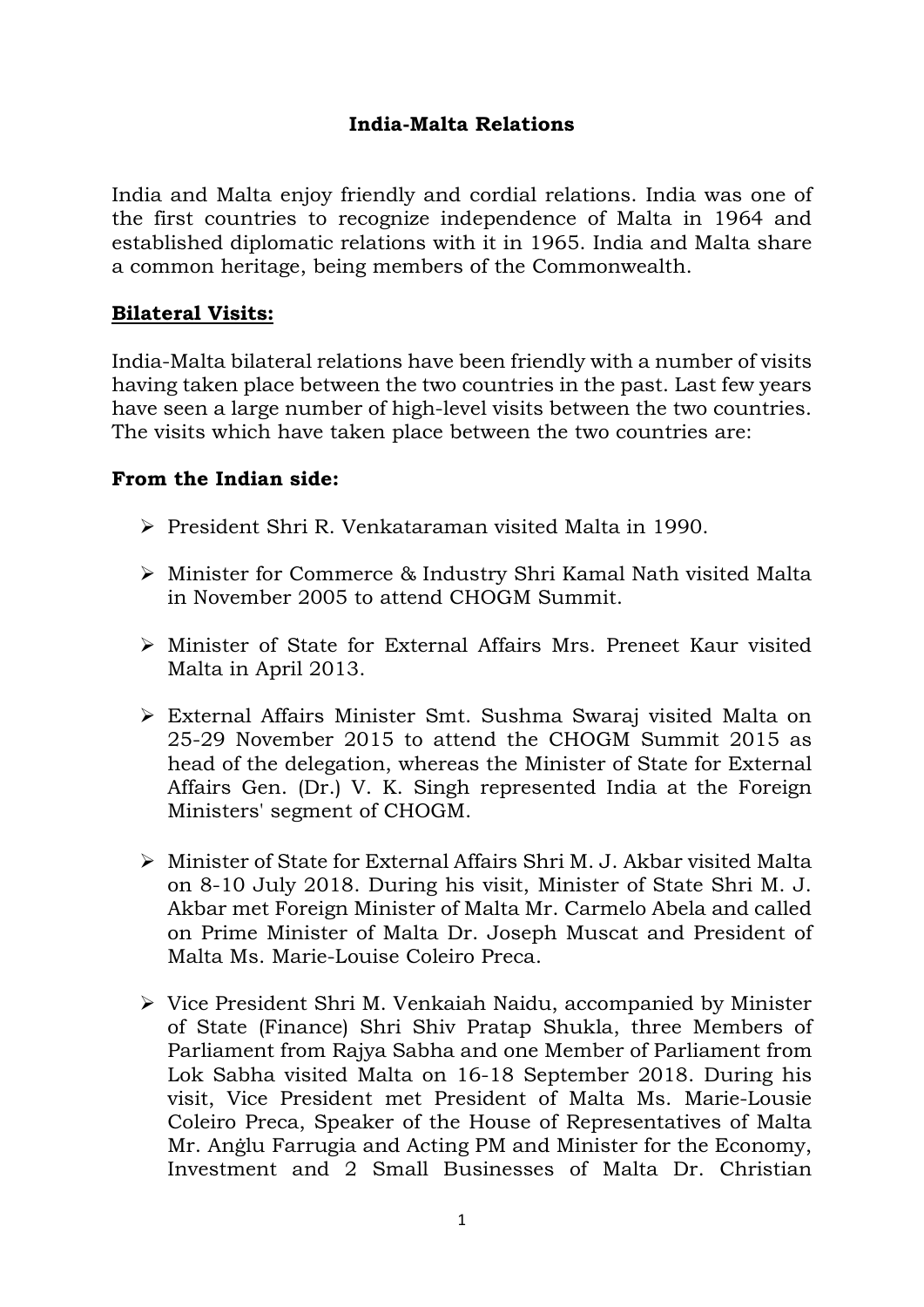# India-Malta Relations

India and Malta enjoy friendly and cordial relations. India was one of the first countries to recognize independence of Malta in 1964 and established diplomatic relations with it in 1965. India and Malta share a common heritage, being members of the Commonwealth.

## Bilateral Visits:

India-Malta bilateral relations have been friendly with a number of visits having taken place between the two countries in the past. Last few years have seen a large number of high-level visits between the two countries. The visits which have taken place between the two countries are:

### From the Indian side:

- President Shri R. Venkataraman visited Malta in 1990.
- Minister for Commerce & Industry Shri Kamal Nath visited Malta in November 2005 to attend CHOGM Summit.
- Minister of State for External Affairs Mrs. Preneet Kaur visited Malta in April 2013.
- External Affairs Minister Smt. Sushma Swaraj visited Malta on 25-29 November 2015 to attend the CHOGM Summit 2015 as head of the delegation, whereas the Minister of State for External Affairs Gen. (Dr.) V. K. Singh represented India at the Foreign Ministers' segment of CHOGM.
- Minister of State for External Affairs Shri M. J. Akbar visited Malta on 8-10 July 2018. During his visit, Minister of State Shri M. J. Akbar met Foreign Minister of Malta Mr. Carmelo Abela and called on Prime Minister of Malta Dr. Joseph Muscat and President of Malta Ms. Marie-Louise Coleiro Preca.
- Vice President Shri M. Venkaiah Naidu, accompanied by Minister of State (Finance) Shri Shiv Pratap Shukla, three Members of Parliament from Rajya Sabha and one Member of Parliament from Lok Sabha visited Malta on 16-18 September 2018. During his visit, Vice President met President of Malta Ms. Marie-Lousie Coleiro Preca, Speaker of the House of Representatives of Malta Mr. Anġlu Farrugia and Acting PM and Minister for the Economy, Investment and 2 Small Businesses of Malta Dr. Christian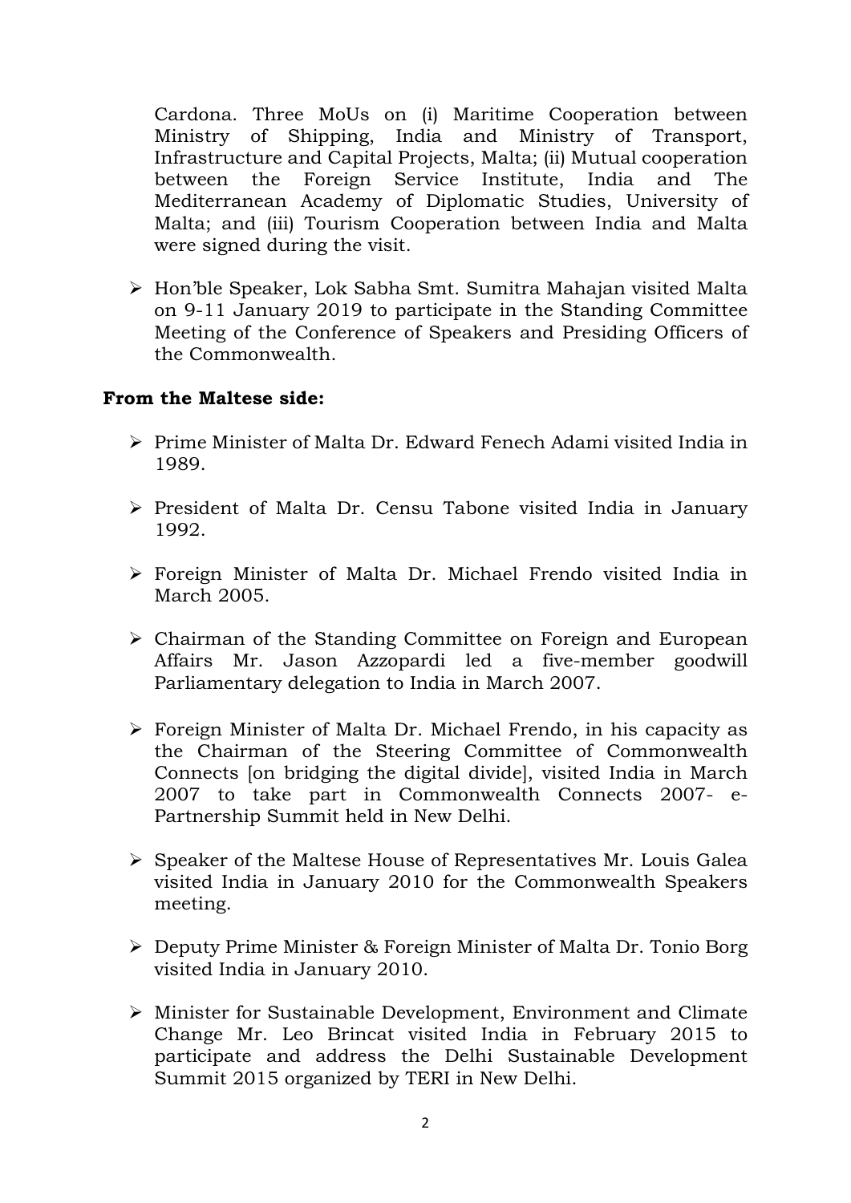Cardona. Three MoUs on (i) Maritime Cooperation between Ministry of Shipping, India and Ministry of Transport, Infrastructure and Capital Projects, Malta; (ii) Mutual cooperation between the Foreign Service Institute, India and The Mediterranean Academy of Diplomatic Studies, University of Malta; and (iii) Tourism Cooperation between India and Malta were signed during the visit.

- Hon'ble Speaker, Lok Sabha Smt. Sumitra Mahajan visited Malta on 9-11 January 2019 to participate in the Standing Committee Meeting of the Conference of Speakers and Presiding Officers of the Commonwealth.

**From the Maltese side:**

- Prime Minister of Malta Dr. Edward Fenech Adami visited India in 1989.
- President of Malta Dr. Censu Tabone visited India in January 1992.
- Foreign Minister of Malta Dr. Michael Frendo visited India in March 2005.
- Chairman of the Standing Committee on Foreign and European Affairs Mr. Jason Azzopardi led a five-member goodwill Parliamentary delegation to India in March 2007.
- Foreign Minister of Malta Dr. Michael Frendo, in his capacity as the Chairman of the Steering Committee of Commonwealth Connects [on bridging the digital divide], visited India in March 2007 to take part in Commonwealth Connects 2007- e-Partnership Summit held in New Delhi.
- Speaker of the Maltese House of Representatives Mr. Louis Galea visited India in January 2010 for the Commonwealth Speakers meeting.
- Deputy Prime Minister & Foreign Minister of Malta Dr. Tonio Borg visited India in January 2010.
- Minister for Sustainable Development, Environment and Climate Change Mr. Leo Brincat visited India in February 2015 to participate and address the Delhi Sustainable Development Summit 2015 organized by TERI in New Delhi.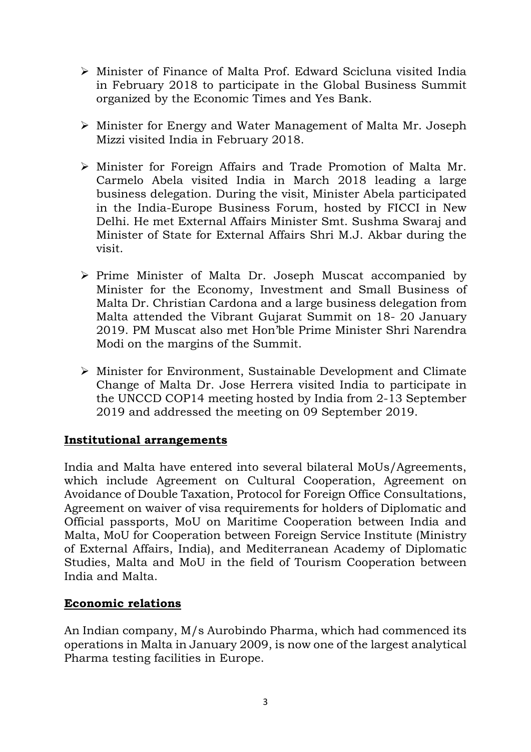- Minister of Finance of Malta Prof. Edward Scicluna visited India in February 2018 to participate in the Global Business Summit organized by the Economic Times and Yes Bank.

- Minister for Energy and Water Management of Malta Mr. Joseph Mizzi visited India in February 2018.

- Minister for Foreign Affairs and Trade Promotion of Malta Mr. Carmelo Abela visited India in March 2018 leading a large business delegation. During the visit, Minister Abela participated in the India-Europe Business Forum, hosted by FICCI in New Delhi. He met External Affairs Minister Smt. Sushma Swaraj and Minister of State for External Affairs Shri M.J. Akbar during the visit.

- Prime Minister of Malta Dr. Joseph Muscat accompanied by Minister for the Economy, Investment and Small Business of Malta Dr. Christian Cardona and a large business delegation from Malta attended the Vibrant Gujarat Summit on 18- 20 January 2019. PM Muscat also met Hon'ble Prime Minister Shri Narendra Modi on the margins of the Summit.

- Minister for Environment, Sustainable Development and Climate Change of Malta Dr. Jose Herrera visited India to participate in the UNCCD COP14 meeting hosted by India from 2-13 September 2019 and addressed the meeting on 09 September 2019.

**Institutional arrangements**

India and Malta have entered into several bilateral MoUs/Agreements, which include Agreement on Cultural Cooperation, Agreement on Avoidance of Double Taxation, Protocol for Foreign Office Consultations, Agreement on waiver of visa requirements for holders of Diplomatic and Official passports, MoU on Maritime Cooperation between India and Malta, MoU for Cooperation between Foreign Service Institute (Ministry of External Affairs, India), and Mediterranean Academy of Diplomatic Studies, Malta and MoU in the field of Tourism Cooperation between India and Malta.

**Economic relations**

An Indian company, M/s Aurobindo Pharma, which had commenced its operations in Malta in January 2009, is now one of the largest analytical Pharma testing facilities in Europe.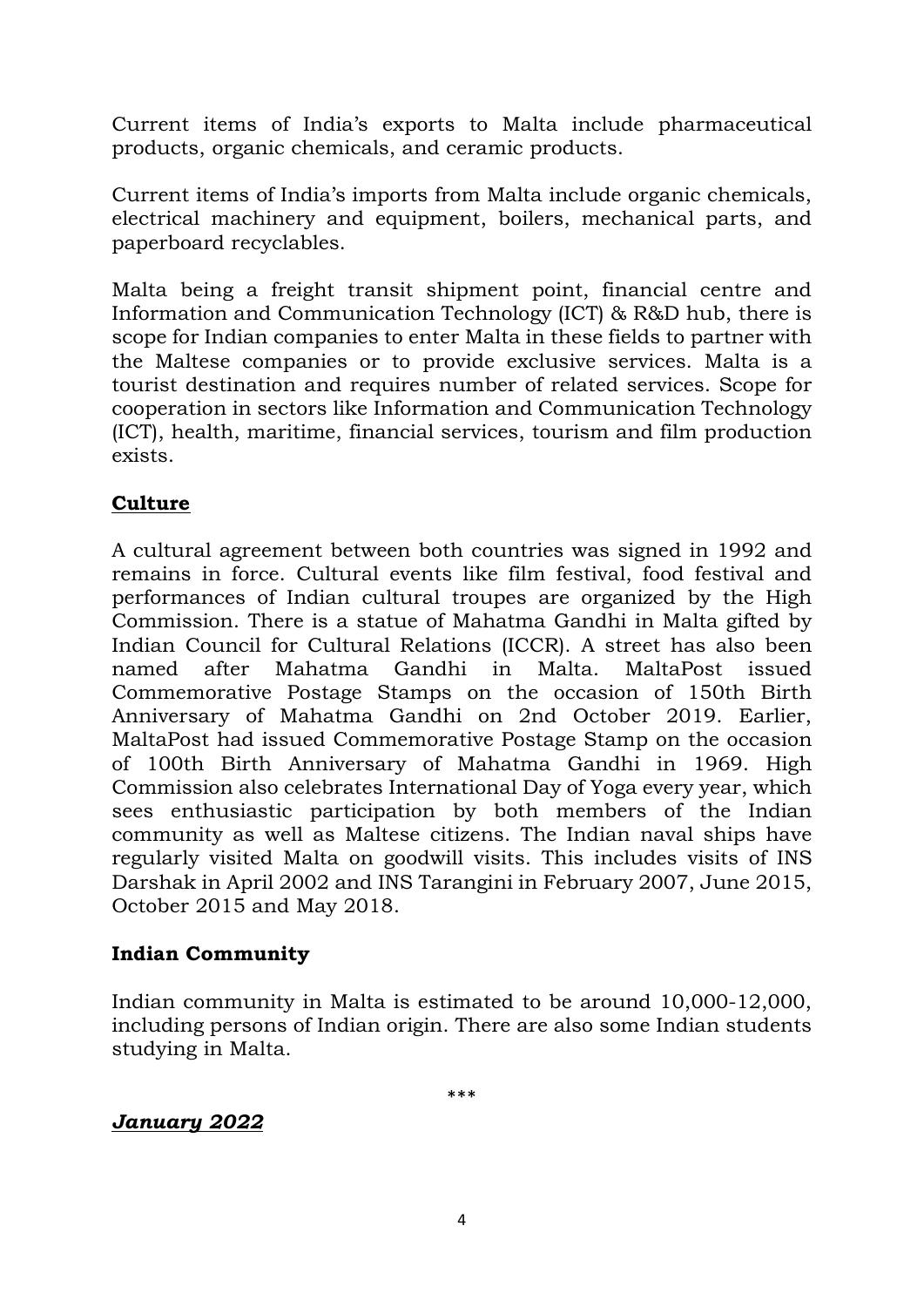Current items of India's exports to Malta include pharmaceutical products, organic chemicals, and ceramic products.

Current items of India's imports from Malta include organic chemicals, electrical machinery and equipment, boilers, mechanical parts, and paperboard recyclables.

Malta being a freight transit shipment point, financial centre and Information and Communication Technology (ICT) & R&D hub, there is scope for Indian companies to enter Malta in these fields to partner with the Maltese companies or to provide exclusive services. Malta is a tourist destination and requires number of related services. Scope for cooperation in sectors like Information and Communication Technology (ICT), health, maritime, financial services, tourism and film production exists.

## Culture

A cultural agreement between both countries was signed in 1992 and remains in force. Cultural events like film festival, food festival and performances of Indian cultural troupes are organized by the High Commission. There is a statue of Mahatma Gandhi in Malta gifted by Indian Council for Cultural Relations (ICCR). A street has also been named after Mahatma Gandhi in Malta. MaltaPost issued Commemorative Postage Stamps on the occasion of 150th Birth Anniversary of Mahatma Gandhi on 2nd October 2019. Earlier, MaltaPost had issued Commemorative Postage Stamp on the occasion of 100th Birth Anniversary of Mahatma Gandhi in 1969. High Commission also celebrates International Day of Yoga every year, which sees enthusiastic participation by both members of the Indian community as well as Maltese citizens. The Indian naval ships have regularly visited Malta on goodwill visits. This includes visits of INS Darshak in April 2002 and INS Tarangini in February 2007, June 2015, October 2015 and May 2018.

## Indian Community

Indian community in Malta is estimated to be around 10,000-12,000, including persons of Indian origin. There are also some Indian students studying in Malta.

\*\*\*

***January 2022***